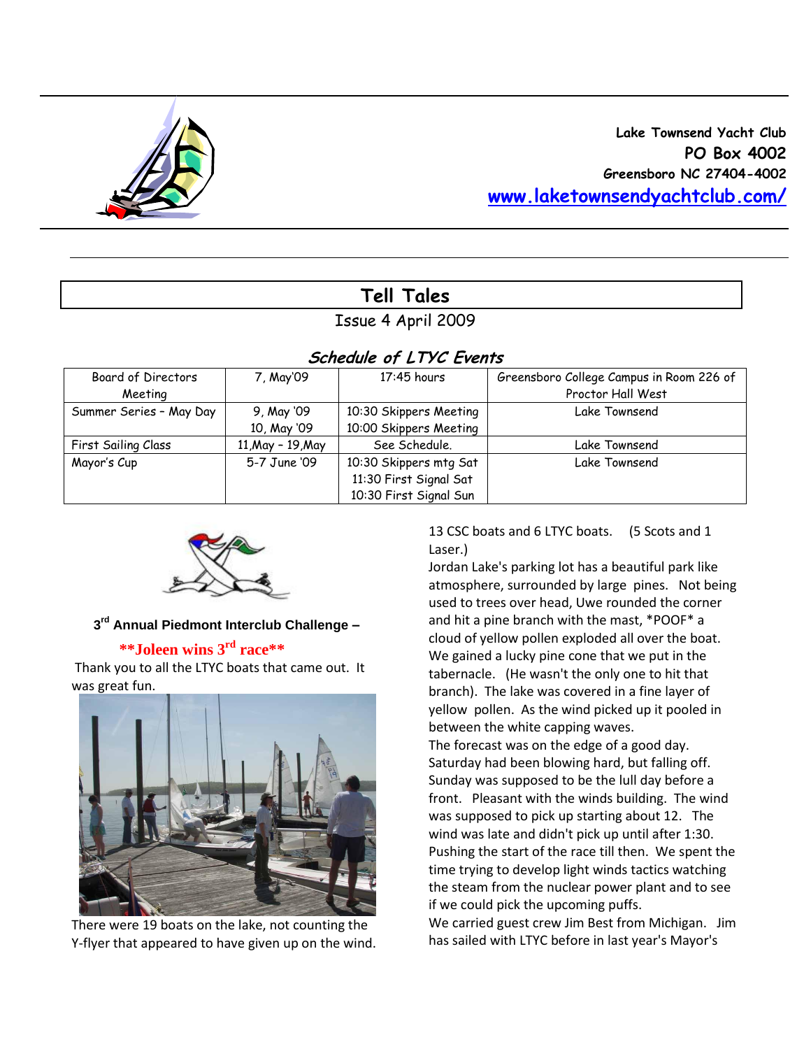Lake Townsend Yacht Club
PO Box 4002
Greensboro NC 27404-4002
[www.laketownsendyachtclub.com/](http://www.laketownsendyachtclub.com/)

# Tell Tales

Issue 4 April 2009

## *Schedule of LTYC Events*

| | | | |
|---|---|---|---|
| Board of Directors Meeting | 7, May'09 | 17:45 hours | Greensboro College Campus in Room 226 of Proctor Hall West |
| Summer Series – May Day | 9, May '09<br>10, May '09 | 10:30 Skippers Meeting<br>10:00 Skippers Meeting | Lake Townsend |
| First Sailing Class | 11,May – 19,May | See Schedule. | Lake Townsend |
| Mayor's Cup | 5-7 June '09 | 10:30 Skippers mtg Sat<br>11:30 First Signal Sat<br>10:30 First Signal Sun | Lake Townsend |

### 3rd Annual Piedmont Interclub Challenge –

**\*\*Joleen wins 3rd race\*\***

Thank you to all the LTYC boats that came out. It was great fun.

There were 19 boats on the lake, not counting the Y-flyer that appeared to have given up on the wind. 13 CSC boats and 6 LTYC boats. (5 Scots and 1 Laser.)

Jordan Lake's parking lot has a beautiful park like atmosphere, surrounded by large pines. Not being used to trees over head, Uwe rounded the corner and hit a pine branch with the mast, *POOF* a cloud of yellow pollen exploded all over the boat. We gained a lucky pine cone that we put in the tabernacle. (He wasn't the only one to hit that branch). The lake was covered in a fine layer of yellow pollen. As the wind picked up it pooled in between the white capping waves.

The forecast was on the edge of a good day. Saturday had been blowing hard, but falling off. Sunday was supposed to be the lull day before a front. Pleasant with the winds building. The wind was supposed to pick up starting about 12. The wind was late and didn't pick up until after 1:30. Pushing the start of the race till then. We spent the time trying to develop light winds tactics watching the steam from the nuclear power plant and to see if we could pick the upcoming puffs.

We carried guest crew Jim Best from Michigan. Jim has sailed with LTYC before in last year's Mayor's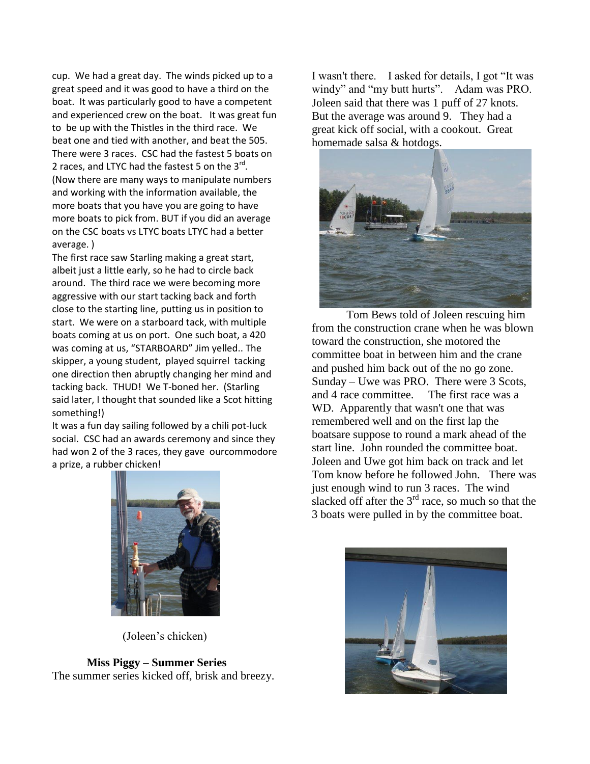cup. We had a great day. The winds picked up to a great speed and it was good to have a third on the boat. It was particularly good to have a competent and experienced crew on the boat. It was great fun to be up with the Thistles in the third race. We beat one and tied with another, and beat the 505. There were 3 races. CSC had the fastest 5 boats on 2 races, and LTYC had the fastest 5 on the 3rd. (Now there are many ways to manipulate numbers and working with the information available, the more boats that you have you are going to have more boats to pick from. BUT if you did an average on the CSC boats vs LTYC boats LTYC had a better average. )

The first race saw Starling making a great start, albeit just a little early, so he had to circle back around. The third race we were becoming more aggressive with our start tacking back and forth close to the starting line, putting us in position to start. We were on a starboard tack, with multiple boats coming at us on port. One such boat, a 420 was coming at us, "STARBOARD" Jim yelled.. The skipper, a young student, played squirrel tacking one direction then abruptly changing her mind and tacking back. THUD! We T-boned her. (Starling said later, I thought that sounded like a Scot hitting something!)

It was a fun day sailing followed by a chili pot-luck social. CSC had an awards ceremony and since they had won 2 of the 3 races, they gave ourcommodore a prize, a rubber chicken!

(Joleen's chicken)

**Miss Piggy – Summer Series**

The summer series kicked off, brisk and breezy. I wasn't there. I asked for details, I got "It was windy" and "my butt hurts". Adam was PRO. Joleen said that there was 1 puff of 27 knots. But the average was around 9. They had a great kick off social, with a cookout. Great homemade salsa & hotdogs.

Tom Bews told of Joleen rescuing him from the construction crane when he was blown toward the construction, she motored the committee boat in between him and the crane and pushed him back out of the no go zone. Sunday – Uwe was PRO. There were 3 Scots, and 4 race committee. The first race was a WD. Apparently that wasn't one that was remembered well and on the first lap the boatsare suppose to round a mark ahead of the start line. John rounded the committee boat. Joleen and Uwe got him back on track and let Tom know before he followed John. There was just enough wind to run 3 races. The wind slacked off after the 3rd race, so much so that the 3 boats were pulled in by the committee boat.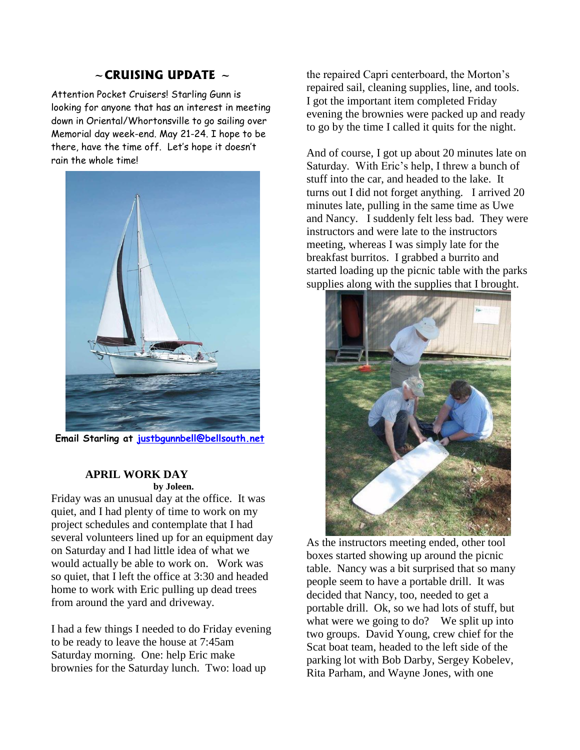## ~ CRUISING UPDATE ~

Attention Pocket Cruisers! Starling Gunn is looking for anyone that has an interest in meeting down in Oriental/Whortonsville to go sailing over Memorial day week-end. May 21-24. I hope to be there, have the time off. Let's hope it doesn't rain the whole time!

**Email Starling at [justbgunnbell@bellsouth.net](mailto:justbgunnbell@bellsouth.net)**

### APRIL WORK DAY

**by Joleen.**

Friday was an unusual day at the office. It was quiet, and I had plenty of time to work on my project schedules and contemplate that I had several volunteers lined up for an equipment day on Saturday and I had little idea of what we would actually be able to work on. Work was so quiet, that I left the office at 3:30 and headed home to work with Eric pulling up dead trees from around the yard and driveway.

I had a few things I needed to do Friday evening to be ready to leave the house at 7:45am Saturday morning. One: help Eric make brownies for the Saturday lunch. Two: load up the repaired Capri centerboard, the Morton's repaired sail, cleaning supplies, line, and tools. I got the important item completed Friday evening the brownies were packed up and ready to go by the time I called it quits for the night.

And of course, I got up about 20 minutes late on Saturday. With Eric's help, I threw a bunch of stuff into the car, and headed to the lake. It turns out I did not forget anything. I arrived 20 minutes late, pulling in the same time as Uwe and Nancy. I suddenly felt less bad. They were instructors and were late to the instructors meeting, whereas I was simply late for the breakfast burritos. I grabbed a burrito and started loading up the picnic table with the parks supplies along with the supplies that I brought.

As the instructors meeting ended, other tool boxes started showing up around the picnic table. Nancy was a bit surprised that so many people seem to have a portable drill. It was decided that Nancy, too, needed to get a portable drill. Ok, so we had lots of stuff, but what were we going to do? We split up into two groups. David Young, crew chief for the Scat boat team, headed to the left side of the parking lot with Bob Darby, Sergey Kobelev, Rita Parham, and Wayne Jones, with one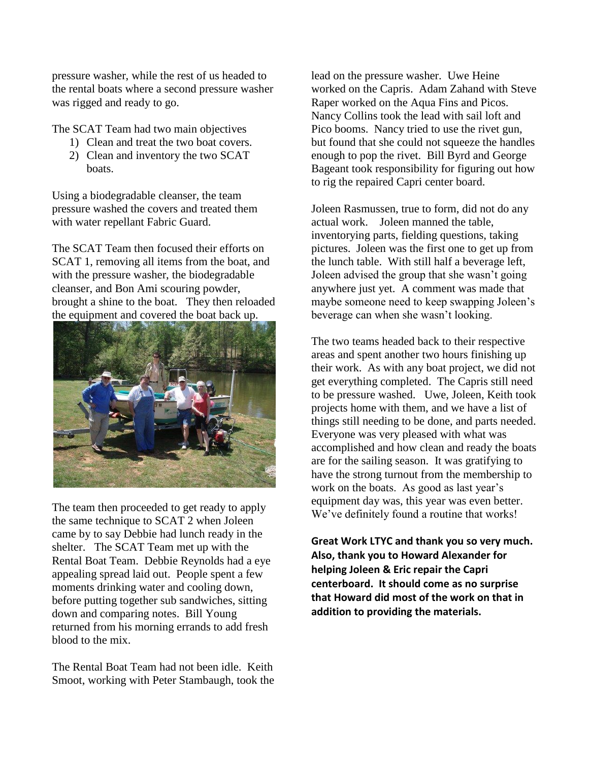pressure washer, while the rest of us headed to the rental boats where a second pressure washer was rigged and ready to go.

The SCAT Team had two main objectives

1) Clean and treat the two boat covers.
2) Clean and inventory the two SCAT boats.

Using a biodegradable cleanser, the team pressure washed the covers and treated them with water repellant Fabric Guard.

The SCAT Team then focused their efforts on SCAT 1, removing all items from the boat, and with the pressure washer, the biodegradable cleanser, and Bon Ami scouring powder, brought a shine to the boat. They then reloaded the equipment and covered the boat back up.

The team then proceeded to get ready to apply the same technique to SCAT 2 when Joleen came by to say Debbie had lunch ready in the shelter. The SCAT Team met up with the Rental Boat Team. Debbie Reynolds had a eye appealing spread laid out. People spent a few moments drinking water and cooling down, before putting together sub sandwiches, sitting down and comparing notes. Bill Young returned from his morning errands to add fresh blood to the mix.

The Rental Boat Team had not been idle. Keith Smoot, working with Peter Stambaugh, took the lead on the pressure washer. Uwe Heine worked on the Capris. Adam Zahand with Steve Raper worked on the Aqua Fins and Picos. Nancy Collins took the lead with sail loft and Pico booms. Nancy tried to use the rivet gun, but found that she could not squeeze the handles enough to pop the rivet. Bill Byrd and George Bageant took responsibility for figuring out how to rig the repaired Capri center board.

Joleen Rasmussen, true to form, did not do any actual work. Joleen manned the table, inventorying parts, fielding questions, taking pictures. Joleen was the first one to get up from the lunch table. With still half a beverage left, Joleen advised the group that she wasn't going anywhere just yet. A comment was made that maybe someone need to keep swapping Joleen's beverage can when she wasn't looking.

The two teams headed back to their respective areas and spent another two hours finishing up their work. As with any boat project, we did not get everything completed. The Capris still need to be pressure washed. Uwe, Joleen, Keith took projects home with them, and we have a list of things still needing to be done, and parts needed. Everyone was very pleased with what was accomplished and how clean and ready the boats are for the sailing season. It was gratifying to have the strong turnout from the membership to work on the boats. As good as last year's equipment day was, this year was even better. We've definitely found a routine that works!

**Great Work LTYC and thank you so very much. Also, thank you to Howard Alexander for helping Joleen & Eric repair the Capri centerboard. It should come as no surprise that Howard did most of the work on that in addition to providing the materials.**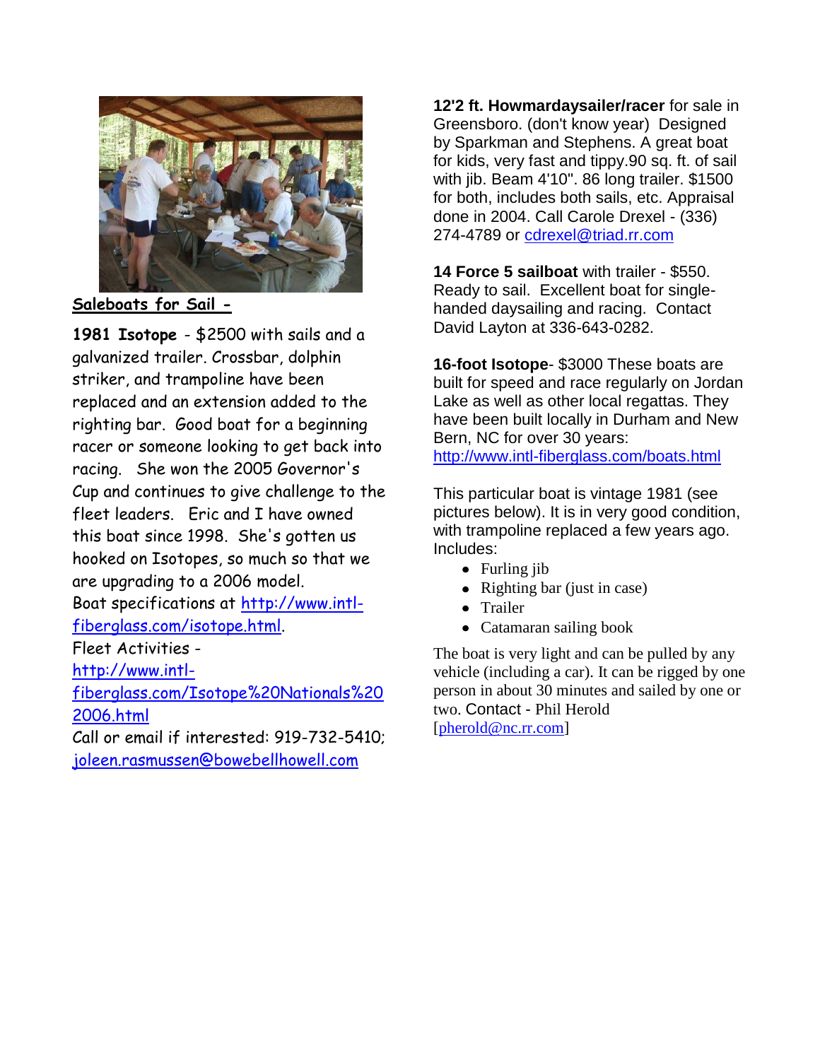**Saleboats for Sail -**

**1981 Isotope** - $2500 with sails and a galvanized trailer. Crossbar, dolphin striker, and trampoline have been replaced and an extension added to the righting bar. Good boat for a beginning racer or someone looking to get back into racing. She won the 2005 Governor's Cup and continues to give challenge to the fleet leaders. Eric and I have owned this boat since 1998. She's gotten us hooked on Isotopes, so much so that we are upgrading to a 2006 model.
Boat specifications at http://www.intl-fiberglass.com/isotope.html.
Fleet Activities -
http://www.intl-fiberglass.com/Isotope%20Nationals%202006.html
Call or email if interested: 919-732-5410; joleen.rasmussen@bowebellhowell.com

**12'2 ft. Howmardaysailer/racer** for sale in Greensboro. (don't know year) Designed by Sparkman and Stephens. A great boat for kids, very fast and tippy.90 sq. ft. of sail with jib. Beam 4'10". 86 long trailer. $1500 for both, includes both sails, etc. Appraisal done in 2004. Call Carole Drexel - (336) 274-4789 or cdrexel@triad.rr.com

**14 Force 5 sailboat** with trailer - $550. Ready to sail. Excellent boat for single-handed daysailing and racing. Contact David Layton at 336-643-0282.

**16-foot Isotope**- $3000 These boats are built for speed and race regularly on Jordan Lake as well as other local regattas. They have been built locally in Durham and New Bern, NC for over 30 years: http://www.intl-fiberglass.com/boats.html

This particular boat is vintage 1981 (see pictures below). It is in very good condition, with trampoline replaced a few years ago. Includes:

- Furling jib
- Righting bar (just in case)
- Trailer
- Catamaran sailing book

The boat is very light and can be pulled by any vehicle (including a car). It can be rigged by one person in about 30 minutes and sailed by one or two. Contact - Phil Herold [pherold@nc.rr.com]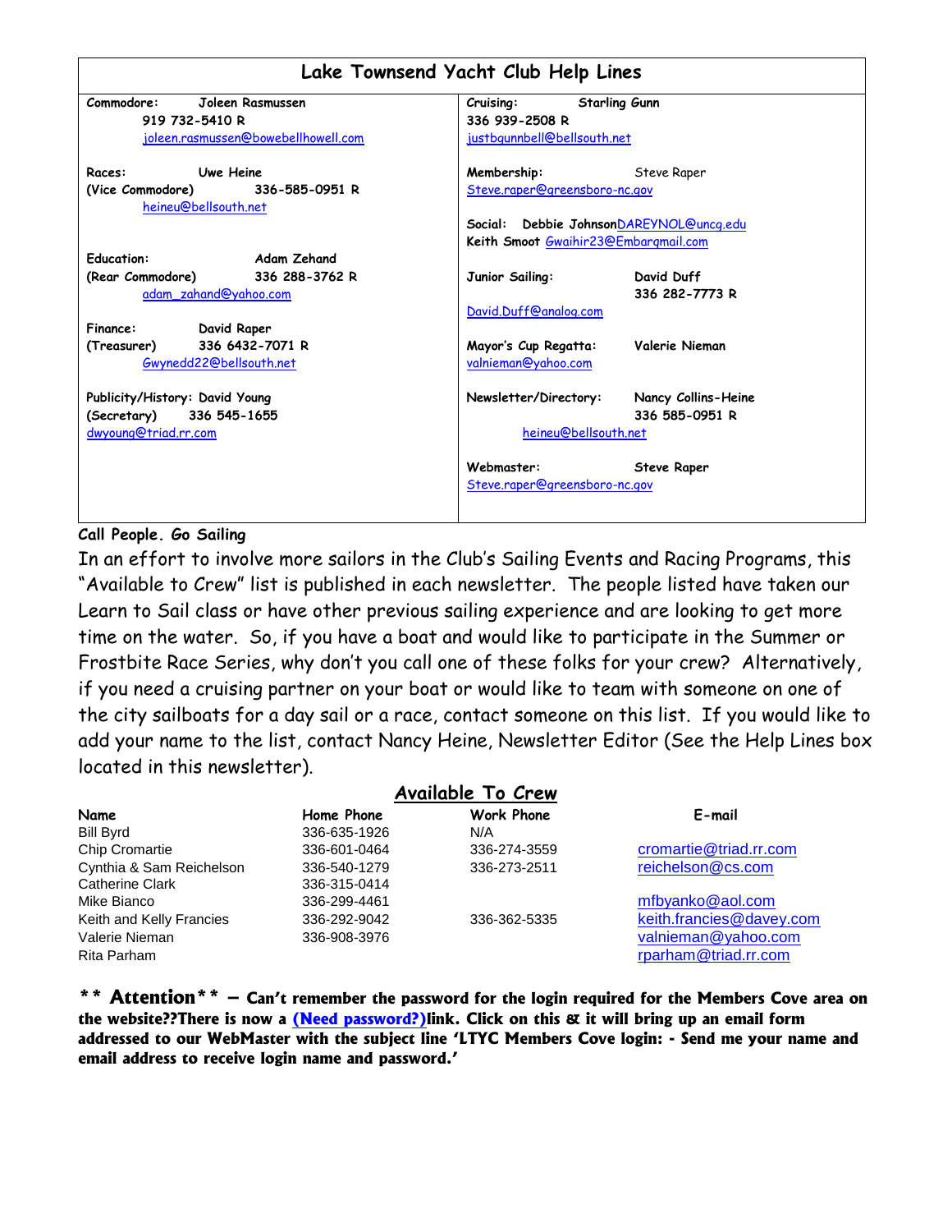## Lake Townsend Yacht Club Help Lines

**Commodore:** Joleen Rasmussen
919 732-5410 R
joleen.rasmussen@bowebellhowell.com

**Races:** Uwe Heine
**(Vice Commodore)** 336-585-0951 R
heineu@bellsouth.net

**Education:** Adam Zehand
**(Rear Commodore)** 336 288-3762 R
adam_zahand@yahoo.com

**Finance:** David Raper
**(Treasurer)** 336 6432-7071 R
Gwynedd22@bellsouth.net

**Publicity/History:** David Young
**(Secretary)** 336 545-1655
dwyoung@triad.rr.com

**Cruising:** Starling Gunn
336 939-2508 R
justbgunnbell@bellsouth.net

**Membership:** Steve Raper
Steve.raper@greensboro-nc.gov

**Social:** Debbie Johnson DAREYNOL@uncg.edu
Keith Smoot Gwaihir23@Embargmail.com

**Junior Sailing:** David Duff
336 282-7773 R
David.Duff@analog.com

**Mayor's Cup Regatta:** Valerie Nieman
valnieman@yahoo.com

**Newsletter/Directory:** Nancy Collins-Heine
336 585-0951 R
heineu@bellsouth.net

**Webmaster:** Steve Raper
Steve.raper@greensboro-nc.gov

**Call People. Go Sailing**

In an effort to involve more sailors in the Club's Sailing Events and Racing Programs, this "Available to Crew" list is published in each newsletter. The people listed have taken our Learn to Sail class or have other previous sailing experience and are looking to get more time on the water. So, if you have a boat and would like to participate in the Summer or Frostbite Race Series, why don't you call one of these folks for your crew? Alternatively, if you need a cruising partner on your boat or would like to team with someone on one of the city sailboats for a day sail or a race, contact someone on this list. If you would like to add your name to the list, contact Nancy Heine, Newsletter Editor (See the Help Lines box located in this newsletter).

### Available To Crew

| Name | Home Phone | Work Phone | E-mail |
|---|---|---|---|
| Bill Byrd | 336-635-1926 | N/A | |
| Chip Cromartie | 336-601-0464 | 336-274-3559 | cromartie@triad.rr.com |
| Cynthia & Sam Reichelson | 336-540-1279 | 336-273-2511 | reichelson@cs.com |
| Catherine Clark | 336-315-0414 | | |
| Mike Bianco | 336-299-4461 | | mfbyanko@aol.com |
| Keith and Kelly Francies | 336-292-9042 | 336-362-5335 | keith.francies@davey.com |
| Valerie Nieman | 336-908-3976 | | valnieman@yahoo.com |
| Rita Parham | | | rparham@triad.rr.com |

**\*\* Attention\*\* – Can't remember the password for the login required for the Members Cove area on the website??There is now a (Need password?)link. Click on this & it will bring up an email form addressed to our WebMaster with the subject line 'LTYC Members Cove login: - Send me your name and email address to receive login name and password.'**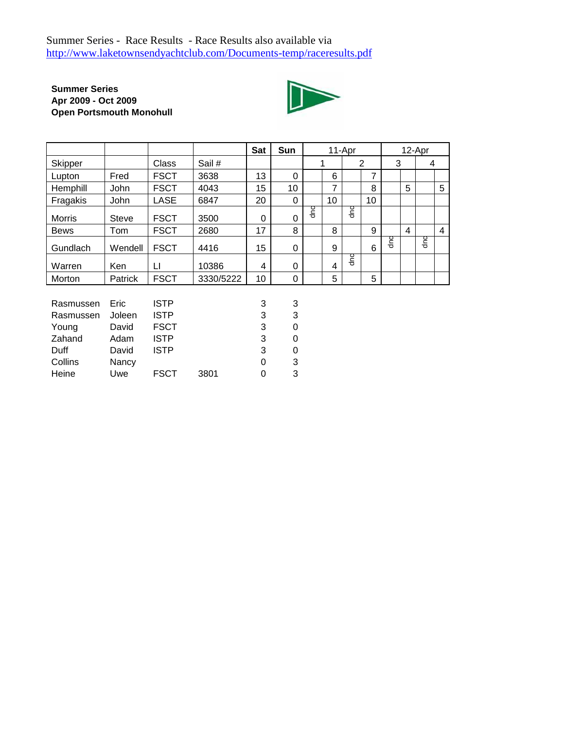Summer Series - Race Results - Race Results also available via
http://www.laketownsendyachtclub.com/Documents-temp/raceresults.pdf

**Summer Series**
**Apr 2009 - Oct 2009**
**Open Portsmouth Monohull**

| | | | | **Sat** | **Sun** | 11-Apr | | | | 12-Apr | | | |
|---|---|---|---|---|---|---|---|---|---|---|---|---|---|
| Skipper | | Class | Sail # | | | 1 | | 2 | | 3 | | 4 | |
| Lupton | Fred | FSCT | 3638 | 13 | 0 | | 6 | | 7 | | | | |
| Hemphill | John | FSCT | 4043 | 15 | 10 | | 7 | | 8 | | 5 | | 5 |
| Fragakis | John | LASE | 6847 | 20 | 0 | | 10 | | 10 | | | | |
| Morris | Steve | FSCT | 3500 | 0 | 0 | dnc | | dnc | | | | | |
| Bews | Tom | FSCT | 2680 | 17 | 8 | | 8 | | 9 | | 4 | | 4 |
| Gundlach | Wendell | FSCT | 4416 | 15 | 0 | | 9 | | 6 | dnc | | dnc | |
| Warren | Ken | LI | 10386 | 4 | 0 | | 4 | dnc | | | | | |
| Morton | Patrick | FSCT | 3330/5222 | 10 | 0 | | 5 | | 5 | | | | |

| | | | | | |
|---|---|---|---|---|---|
| Rasmussen | Eric | ISTP | | 3 | 3 |
| Rasmussen | Joleen | ISTP | | 3 | 3 |
| Young | David | FSCT | | 3 | 0 |
| Zahand | Adam | ISTP | | 3 | 0 |
| Duff | David | ISTP | | 3 | 0 |
| Collins | Nancy | | | 0 | 3 |
| Heine | Uwe | FSCT | 3801 | 0 | 3 |